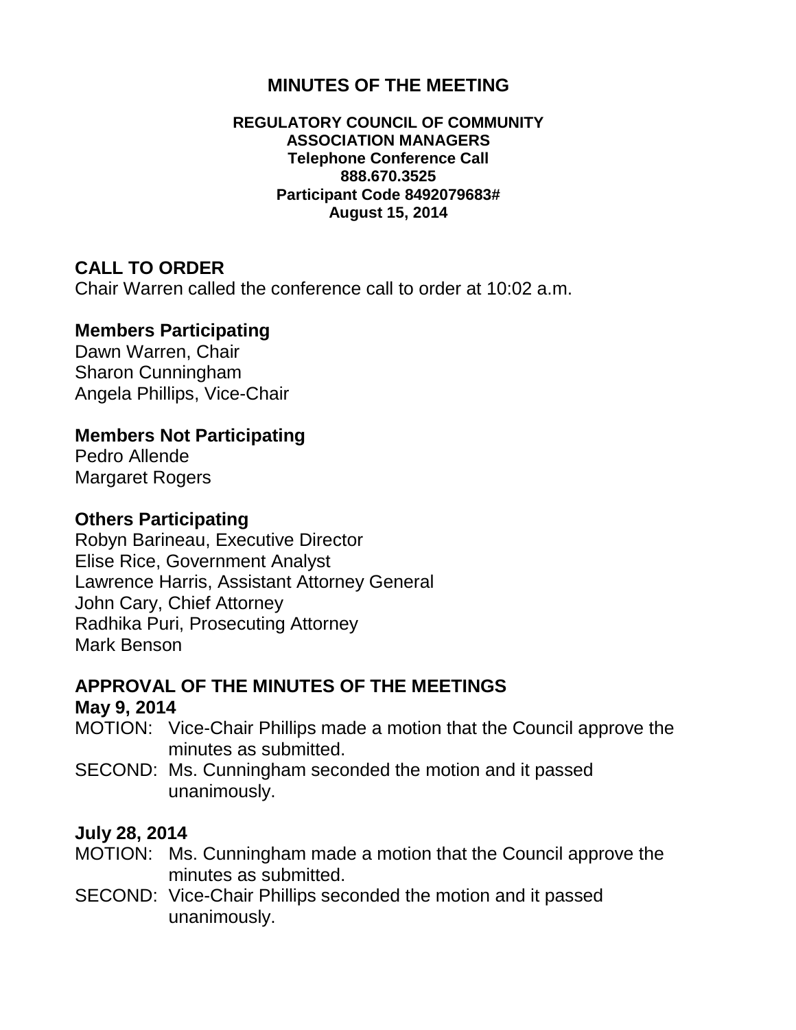# MINUTES OF THE MEETING

**REGULATORY COUNCIL OF COMMUNITY ASSOCIATION MANAGERS**
**Telephone Conference Call**
**888.670.3525**
**Participant Code 8492079683#**
**August 15, 2014**

## CALL TO ORDER

Chair Warren called the conference call to order at 10:02 a.m.

### Members Participating

Dawn Warren, Chair
Sharon Cunningham
Angela Phillips, Vice-Chair

### Members Not Participating

Pedro Allende
Margaret Rogers

### Others Participating

Robyn Barineau, Executive Director
Elise Rice, Government Analyst
Lawrence Harris, Assistant Attorney General
John Cary, Chief Attorney
Radhika Puri, Prosecuting Attorney
Mark Benson

## APPROVAL OF THE MINUTES OF THE MEETINGS

### May 9, 2014

MOTION: Vice-Chair Phillips made a motion that the Council approve the minutes as submitted.
SECOND: Ms. Cunningham seconded the motion and it passed unanimously.

### July 28, 2014

MOTION: Ms. Cunningham made a motion that the Council approve the minutes as submitted.
SECOND: Vice-Chair Phillips seconded the motion and it passed unanimously.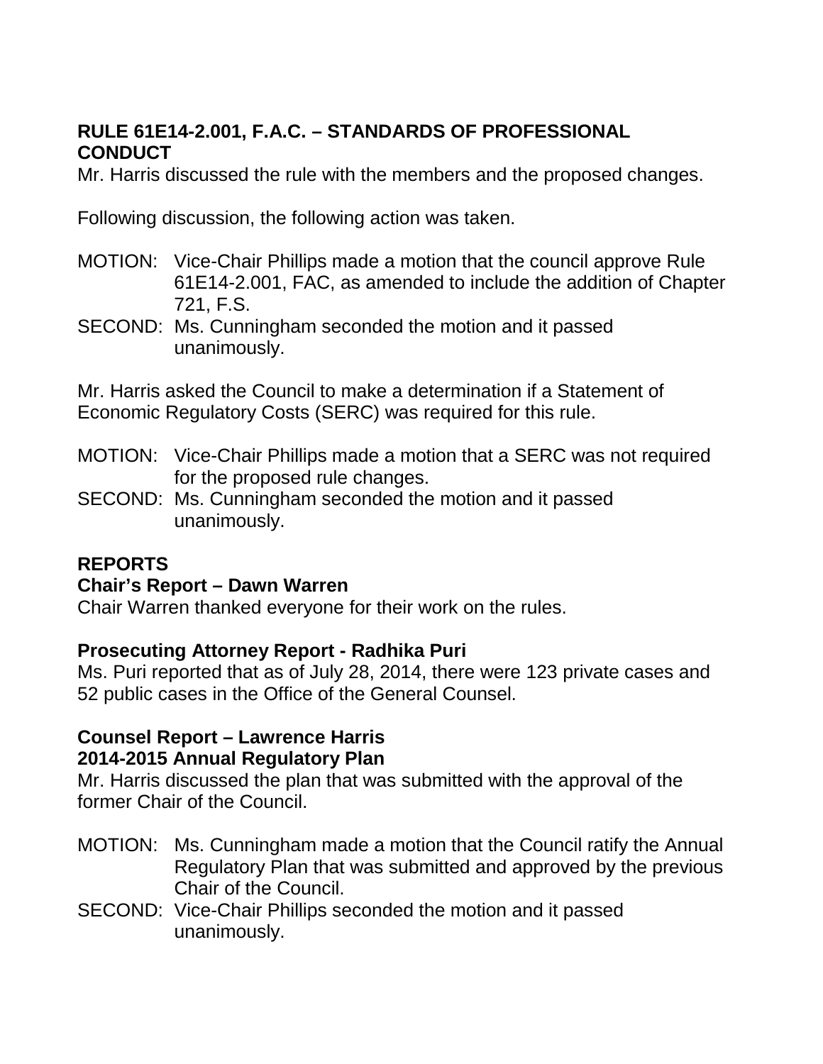**RULE 61E14-2.001, F.A.C. – STANDARDS OF PROFESSIONAL CONDUCT**

Mr. Harris discussed the rule with the members and the proposed changes.

Following discussion, the following action was taken.

MOTION: Vice-Chair Phillips made a motion that the council approve Rule 61E14-2.001, FAC, as amended to include the addition of Chapter 721, F.S.

SECOND: Ms. Cunningham seconded the motion and it passed unanimously.

Mr. Harris asked the Council to make a determination if a Statement of Economic Regulatory Costs (SERC) was required for this rule.

MOTION: Vice-Chair Phillips made a motion that a SERC was not required for the proposed rule changes.

SECOND: Ms. Cunningham seconded the motion and it passed unanimously.

**REPORTS**

**Chair's Report – Dawn Warren**

Chair Warren thanked everyone for their work on the rules.

**Prosecuting Attorney Report - Radhika Puri**

Ms. Puri reported that as of July 28, 2014, there were 123 private cases and 52 public cases in the Office of the General Counsel.

**Counsel Report – Lawrence Harris**

**2014-2015 Annual Regulatory Plan**

Mr. Harris discussed the plan that was submitted with the approval of the former Chair of the Council.

MOTION: Ms. Cunningham made a motion that the Council ratify the Annual Regulatory Plan that was submitted and approved by the previous Chair of the Council.

SECOND: Vice-Chair Phillips seconded the motion and it passed unanimously.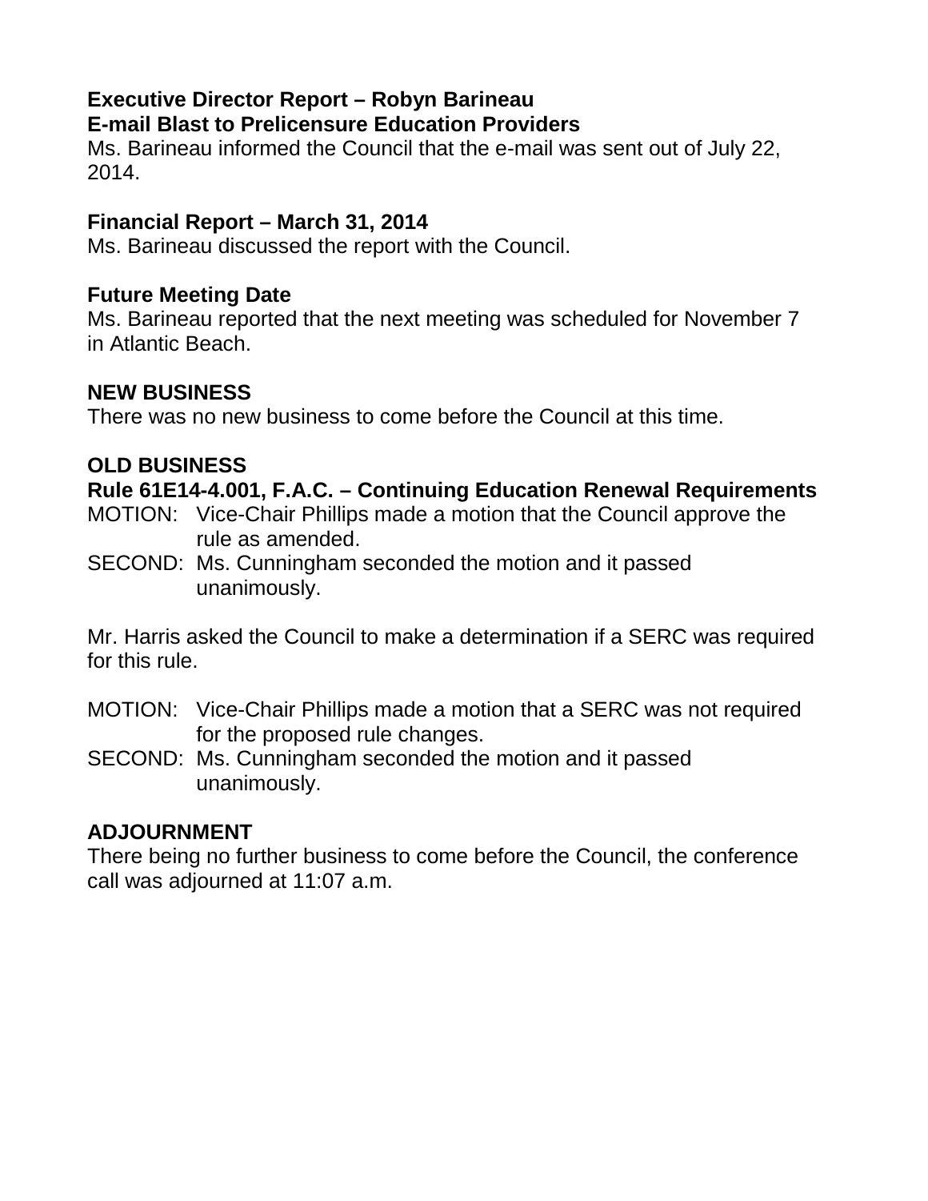**Executive Director Report – Robyn Barineau**
**E-mail Blast to Prelicensure Education Providers**
Ms. Barineau informed the Council that the e-mail was sent out of July 22, 2014.

**Financial Report – March 31, 2014**
Ms. Barineau discussed the report with the Council.

**Future Meeting Date**
Ms. Barineau reported that the next meeting was scheduled for November 7 in Atlantic Beach.

**NEW BUSINESS**
There was no new business to come before the Council at this time.

**OLD BUSINESS**
**Rule 61E14-4.001, F.A.C. – Continuing Education Renewal Requirements**
MOTION: Vice-Chair Phillips made a motion that the Council approve the rule as amended.
SECOND: Ms. Cunningham seconded the motion and it passed unanimously.

Mr. Harris asked the Council to make a determination if a SERC was required for this rule.

MOTION: Vice-Chair Phillips made a motion that a SERC was not required for the proposed rule changes.
SECOND: Ms. Cunningham seconded the motion and it passed unanimously.

**ADJOURNMENT**
There being no further business to come before the Council, the conference call was adjourned at 11:07 a.m.